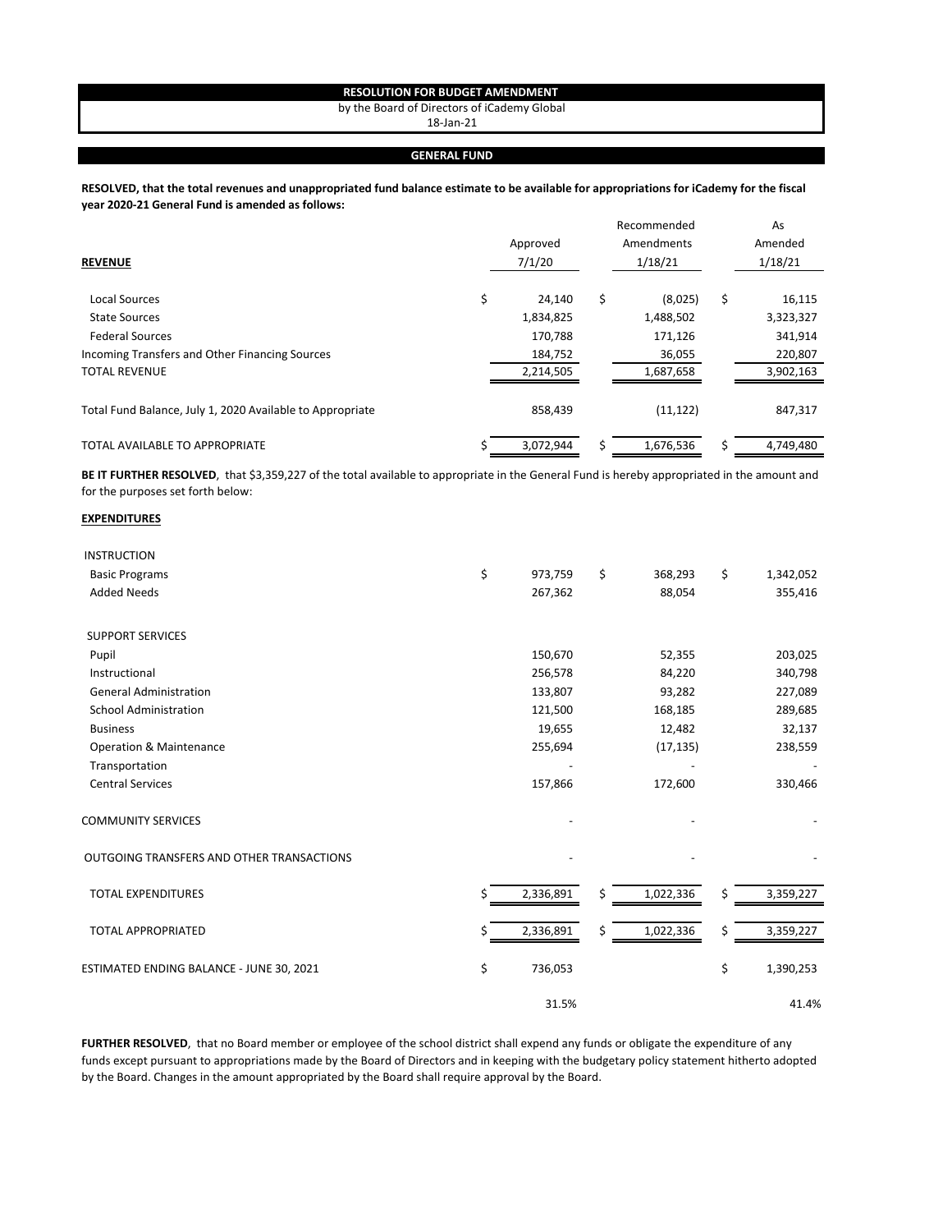**RESOLUTION FOR BUDGET AMENDMENT**

by the Board of Directors of iCademy Global

18-Jan-21

**GENERAL FUND**

**RESOLVED, that the total revenues and unappropriated fund balance estimate to be available for appropriations for iCademy for the fiscal year 2020-21 General Fund is amended as follows:**

| **REVENUE** | Approved 7/1/20 | Recommended Amendments 1/18/21 | As Amended 1/18/21 |
|---|---|---|---|
| Local Sources | $ 24,140 | $ (8,025) | $ 16,115 |
| State Sources | 1,834,825 | 1,488,502 | 3,323,327 |
| Federal Sources | 170,788 | 171,126 | 341,914 |
| Incoming Transfers and Other Financing Sources | 184,752 | 36,055 | 220,807 |
| TOTAL REVENUE | 2,214,505 | 1,687,658 | 3,902,163 |
| Total Fund Balance, July 1, 2020 Available to Appropriate | 858,439 | (11,122) | 847,317 |
| TOTAL AVAILABLE TO APPROPRIATE | $ 3,072,944 | $ 1,676,536 | $ 4,749,480 |

**BE IT FURTHER RESOLVED**, that $3,359,227 of the total available to appropriate in the General Fund is hereby appropriated in the amount and for the purposes set forth below:

**EXPENDITURES**

| | Approved 7/1/20 | Recommended Amendments 1/18/21 | As Amended 1/18/21 |
|---|---|---|---|
| INSTRUCTION | | | |
| Basic Programs | $ 973,759 | $ 368,293 | $ 1,342,052 |
| Added Needs | 267,362 | 88,054 | 355,416 |
| SUPPORT SERVICES | | | |
| Pupil | 150,670 | 52,355 | 203,025 |
| Instructional | 256,578 | 84,220 | 340,798 |
| General Administration | 133,807 | 93,282 | 227,089 |
| School Administration | 121,500 | 168,185 | 289,685 |
| Business | 19,655 | 12,482 | 32,137 |
| Operation & Maintenance | 255,694 | (17,135) | 238,559 |
| Transportation | - | - | - |
| Central Services | 157,866 | 172,600 | 330,466 |
| COMMUNITY SERVICES | - | - | - |
| OUTGOING TRANSFERS AND OTHER TRANSACTIONS | - | - | - |
| TOTAL EXPENDITURES | $ 2,336,891 | $ 1,022,336 | $ 3,359,227 |
| TOTAL APPROPRIATED | $ 2,336,891 | $ 1,022,336 | $ 3,359,227 |
| ESTIMATED ENDING BALANCE - JUNE 30, 2021 | $ 736,053 | | $ 1,390,253 |
| | 31.5% | | 41.4% |

**FURTHER RESOLVED**, that no Board member or employee of the school district shall expend any funds or obligate the expenditure of any funds except pursuant to appropriations made by the Board of Directors and in keeping with the budgetary policy statement hitherto adopted by the Board. Changes in the amount appropriated by the Board shall require approval by the Board.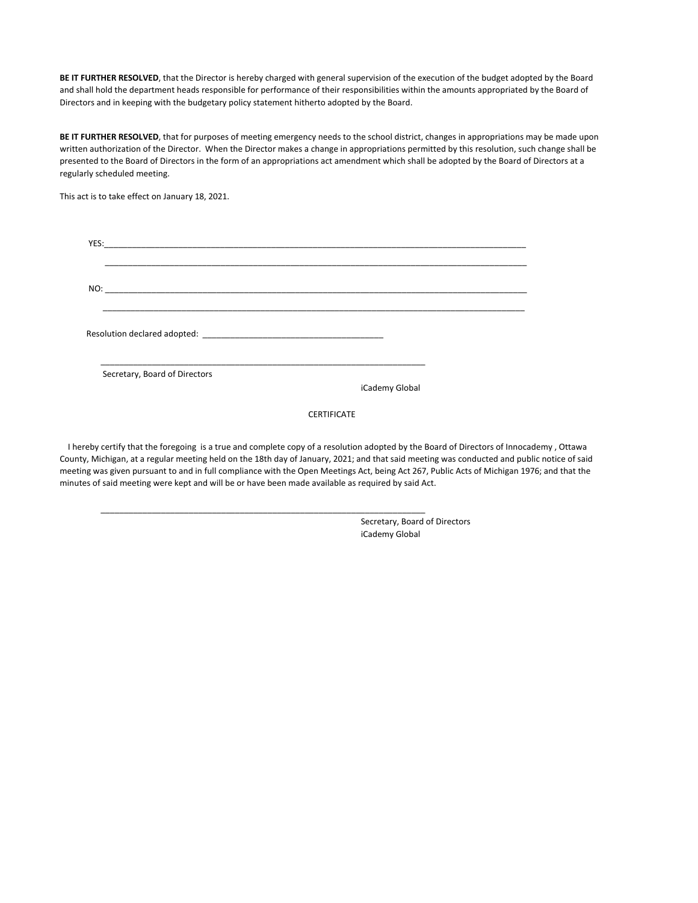**BE IT FURTHER RESOLVED**, that the Director is hereby charged with general supervision of the execution of the budget adopted by the Board and shall hold the department heads responsible for performance of their responsibilities within the amounts appropriated by the Board of Directors and in keeping with the budgetary policy statement hitherto adopted by the Board.

**BE IT FURTHER RESOLVED**, that for purposes of meeting emergency needs to the school district, changes in appropriations may be made upon written authorization of the Director. When the Director makes a change in appropriations permitted by this resolution, such change shall be presented to the Board of Directors in the form of an appropriations act amendment which shall be adopted by the Board of Directors at a regularly scheduled meeting.

This act is to take effect on January 18, 2021.

YES:_______________________________________________________________________________________________

_______________________________________________________________________________________________

NO: _______________________________________________________________________________________________

_______________________________________________________________________________________________

Resolution declared adopted: ________________________________________

_________________________________________________________________________

Secretary, Board of Directors

iCademy Global

CERTIFICATE

I hereby certify that the foregoing is a true and complete copy of a resolution adopted by the Board of Directors of Innocademy , Ottawa County, Michigan, at a regular meeting held on the 18th day of January, 2021; and that said meeting was conducted and public notice of said meeting was given pursuant to and in full compliance with the Open Meetings Act, being Act 267, Public Acts of Michigan 1976; and that the minutes of said meeting were kept and will be or have been made available as required by said Act.

_________________________________________________________________________

Secretary, Board of Directors
iCademy Global